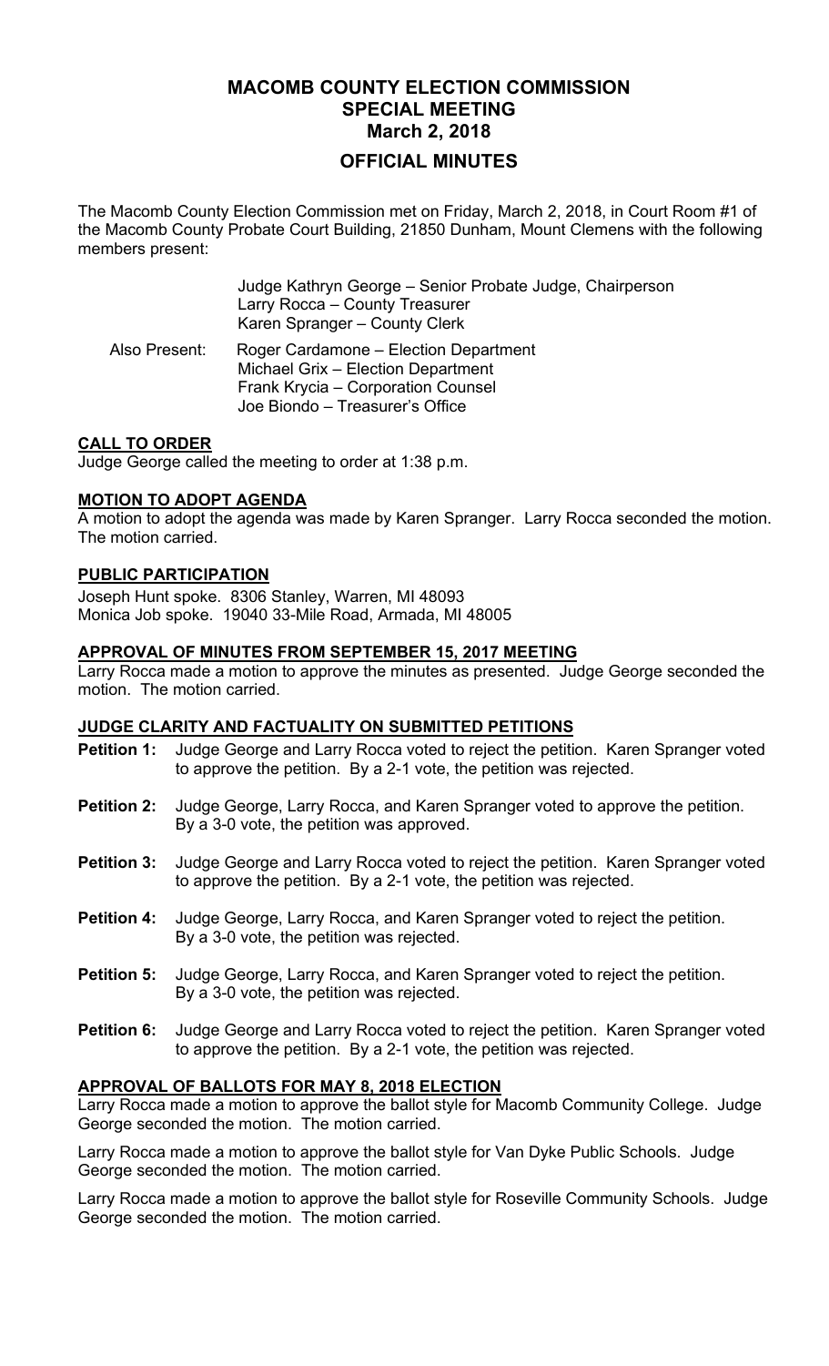# MACOMB COUNTY ELECTION COMMISSION
## SPECIAL MEETING
## March 2, 2018
## OFFICIAL MINUTES

The Macomb County Election Commission met on Friday, March 2, 2018, in Court Room #1 of the Macomb County Probate Court Building, 21850 Dunham, Mount Clemens with the following members present:

Judge Kathryn George – Senior Probate Judge, Chairperson
Larry Rocca – County Treasurer
Karen Spranger – County Clerk

Also Present: Roger Cardamone – Election Department
Michael Grix – Election Department
Frank Krycia – Corporation Counsel
Joe Biondo – Treasurer's Office

### CALL TO ORDER

Judge George called the meeting to order at 1:38 p.m.

### MOTION TO ADOPT AGENDA

A motion to adopt the agenda was made by Karen Spranger. Larry Rocca seconded the motion. The motion carried.

### PUBLIC PARTICIPATION

Joseph Hunt spoke. 8306 Stanley, Warren, MI 48093
Monica Job spoke. 19040 33-Mile Road, Armada, MI 48005

### APPROVAL OF MINUTES FROM SEPTEMBER 15, 2017 MEETING

Larry Rocca made a motion to approve the minutes as presented. Judge George seconded the motion. The motion carried.

### JUDGE CLARITY AND FACTUALITY ON SUBMITTED PETITIONS

**Petition 1:** Judge George and Larry Rocca voted to reject the petition. Karen Spranger voted to approve the petition. By a 2-1 vote, the petition was rejected.

**Petition 2:** Judge George, Larry Rocca, and Karen Spranger voted to approve the petition. By a 3-0 vote, the petition was approved.

**Petition 3:** Judge George and Larry Rocca voted to reject the petition. Karen Spranger voted to approve the petition. By a 2-1 vote, the petition was rejected.

**Petition 4:** Judge George, Larry Rocca, and Karen Spranger voted to reject the petition. By a 3-0 vote, the petition was rejected.

**Petition 5:** Judge George, Larry Rocca, and Karen Spranger voted to reject the petition. By a 3-0 vote, the petition was rejected.

**Petition 6:** Judge George and Larry Rocca voted to reject the petition. Karen Spranger voted to approve the petition. By a 2-1 vote, the petition was rejected.

### APPROVAL OF BALLOTS FOR MAY 8, 2018 ELECTION

Larry Rocca made a motion to approve the ballot style for Macomb Community College. Judge George seconded the motion. The motion carried.

Larry Rocca made a motion to approve the ballot style for Van Dyke Public Schools. Judge George seconded the motion. The motion carried.

Larry Rocca made a motion to approve the ballot style for Roseville Community Schools. Judge George seconded the motion. The motion carried.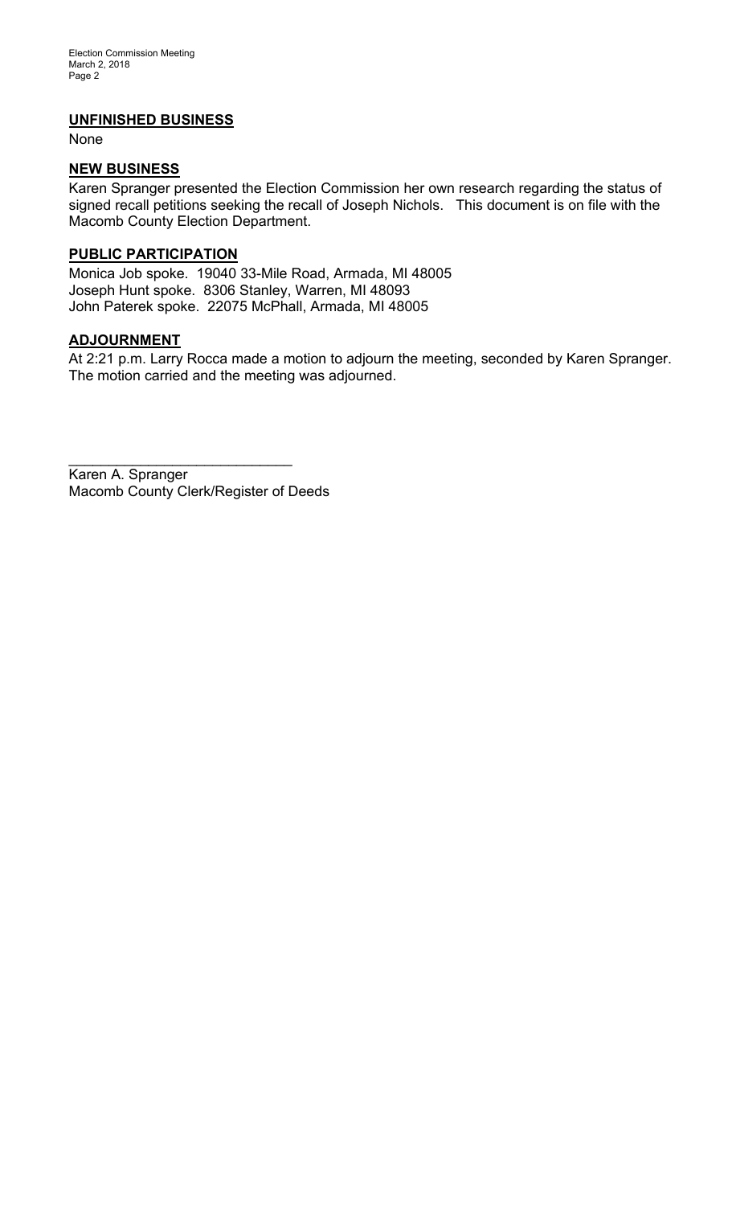## UNFINISHED BUSINESS

None

## NEW BUSINESS

Karen Spranger presented the Election Commission her own research regarding the status of signed recall petitions seeking the recall of Joseph Nichols. This document is on file with the Macomb County Election Department.

## PUBLIC PARTICIPATION

Monica Job spoke. 19040 33-Mile Road, Armada, MI 48005
Joseph Hunt spoke. 8306 Stanley, Warren, MI 48093
John Paterek spoke. 22075 McPhall, Armada, MI 48005

## ADJOURNMENT

At 2:21 p.m. Larry Rocca made a motion to adjourn the meeting, seconded by Karen Spranger. The motion carried and the meeting was adjourned.

____________________________
Karen A. Spranger
Macomb County Clerk/Register of Deeds